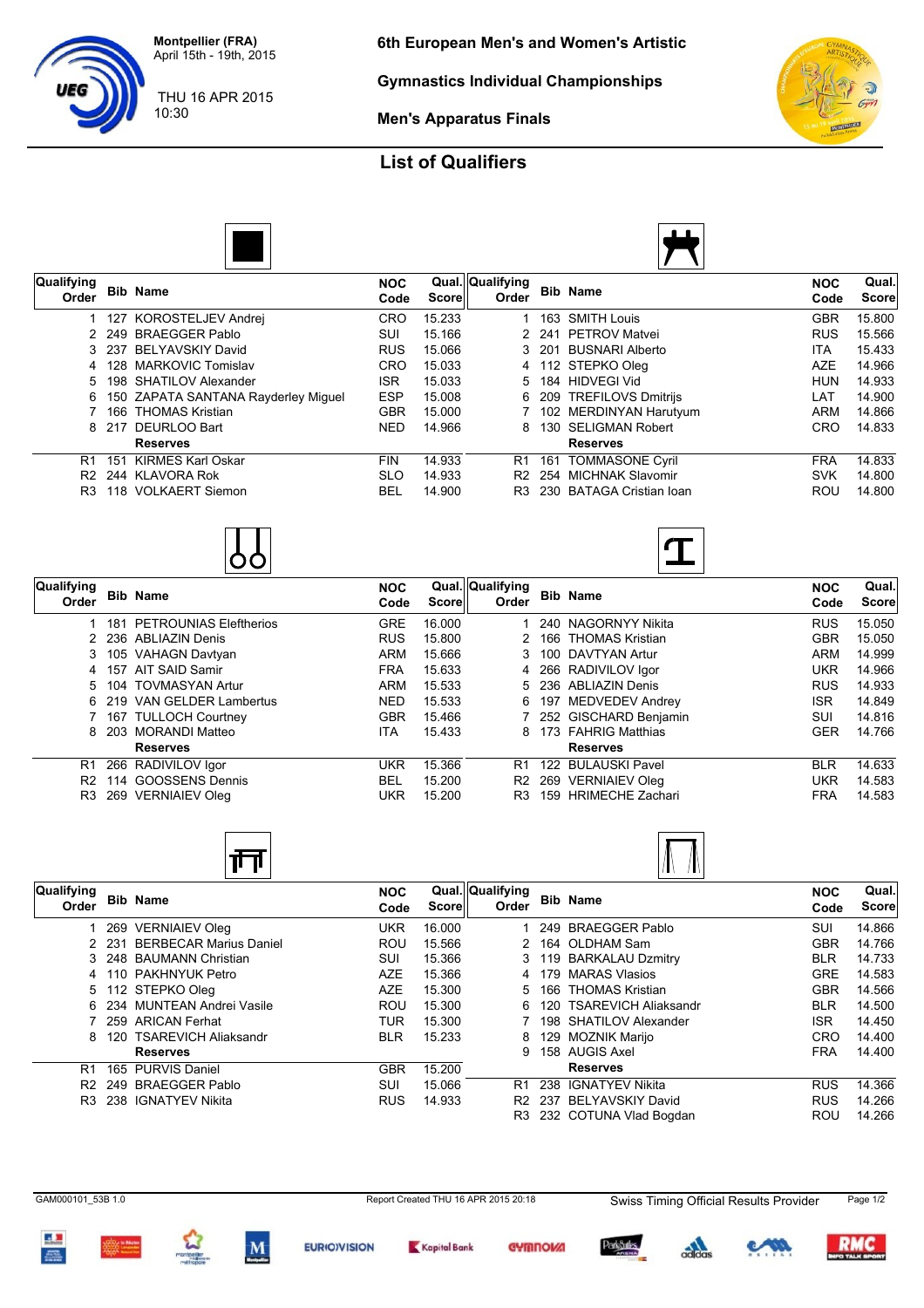Montpellier (FRA)
April 15th - 19th, 2015

THU 16 APR 2015
10:30

# 6th European Men's and Women's Artistic Gymnastics Individual Championships

## Men's Apparatus Finals

## List of Qualifiers

### Floor Exercise

| Qualifying Order | Bib | Name | NOC Code | Qual. Score |
|---|---|---|---|---|
| 1 | 127 | KOROSTELJEV Andrej | CRO | 15.233 |
| 2 | 249 | BRAEGGER Pablo | SUI | 15.166 |
| 3 | 237 | BELYAVSKIY David | RUS | 15.066 |
| 4 | 128 | MARKOVIC Tomislav | CRO | 15.033 |
| 5 | 198 | SHATILOV Alexander | ISR | 15.033 |
| 6 | 150 | ZAPATA SANTANA Rayderley Miguel | ESP | 15.008 |
| 7 | 166 | THOMAS Kristian | GBR | 15.000 |
| 8 | 217 | DEURLOO Bart | NED | 14.966 |
| | | **Reserves** | | |
| R1 | 151 | KIRMES Karl Oskar | FIN | 14.933 |
| R2 | 244 | KLAVORA Rok | SLO | 14.933 |
| R3 | 118 | VOLKAERT Siemon | BEL | 14.900 |

### Pommel Horse

| Qualifying Order | Bib | Name | NOC Code | Qual. Score |
|---|---|---|---|---|
| 1 | 163 | SMITH Louis | GBR | 15.800 |
| 2 | 241 | PETROV Matvei | RUS | 15.566 |
| 3 | 201 | BUSNARI Alberto | ITA | 15.433 |
| 4 | 112 | STEPKO Oleg | AZE | 14.966 |
| 5 | 184 | HIDVEGI Vid | HUN | 14.933 |
| 6 | 209 | TREFILOVS Dmitrijs | LAT | 14.900 |
| 7 | 102 | MERDINYAN Harutyum | ARM | 14.866 |
| 8 | 130 | SELIGMAN Robert | CRO | 14.833 |
| | | **Reserves** | | |
| R1 | 161 | TOMMASONE Cyril | FRA | 14.833 |
| R2 | 254 | MICHNAK Slavomir | SVK | 14.800 |
| R3 | 230 | BATAGA Cristian Ioan | ROU | 14.800 |

### Rings

| Qualifying Order | Bib | Name | NOC Code | Qual. Score |
|---|---|---|---|---|
| 1 | 181 | PETROUNIAS Eleftherios | GRE | 16.000 |
| 2 | 236 | ABLIAZIN Denis | RUS | 15.800 |
| 3 | 105 | VAHAGN Davtyan | ARM | 15.666 |
| 4 | 157 | AIT SAID Samir | FRA | 15.633 |
| 5 | 104 | TOVMASYAN Artur | ARM | 15.533 |
| 6 | 219 | VAN GELDER Lambertus | NED | 15.533 |
| 7 | 167 | TULLOCH Courtney | GBR | 15.466 |
| 8 | 203 | MORANDI Matteo | ITA | 15.433 |
| | | **Reserves** | | |
| R1 | 266 | RADIVILOV Igor | UKR | 15.366 |
| R2 | 114 | GOOSSENS Dennis | BEL | 15.200 |
| R3 | 269 | VERNIAIEV Oleg | UKR | 15.200 |

### Vault

| Qualifying Order | Bib | Name | NOC Code | Qual. Score |
|---|---|---|---|---|
| 1 | 240 | NAGORNYY Nikita | RUS | 15.050 |
| 2 | 166 | THOMAS Kristian | GBR | 15.050 |
| 3 | 100 | DAVTYAN Artur | ARM | 14.999 |
| 4 | 266 | RADIVILOV Igor | UKR | 14.966 |
| 5 | 236 | ABLIAZIN Denis | RUS | 14.933 |
| 6 | 197 | MEDVEDEV Andrey | ISR | 14.849 |
| 7 | 252 | GISCHARD Benjamin | SUI | 14.816 |
| 8 | 173 | FAHRIG Matthias | GER | 14.766 |
| | | **Reserves** | | |
| R1 | 122 | BULAUSKI Pavel | BLR | 14.633 |
| R2 | 269 | VERNIAIEV Oleg | UKR | 14.583 |
| R3 | 159 | HRIMECHE Zachari | FRA | 14.583 |

### Parallel Bars

| Qualifying Order | Bib | Name | NOC Code | Qual. Score |
|---|---|---|---|---|
| 1 | 269 | VERNIAIEV Oleg | UKR | 16.000 |
| 2 | 231 | BERBECAR Marius Daniel | ROU | 15.566 |
| 3 | 248 | BAUMANN Christian | SUI | 15.366 |
| 4 | 110 | PAKHNYUK Petro | AZE | 15.366 |
| 5 | 112 | STEPKO Oleg | AZE | 15.300 |
| 6 | 234 | MUNTEAN Andrei Vasile | ROU | 15.300 |
| 7 | 259 | ARICAN Ferhat | TUR | 15.300 |
| 8 | 120 | TSAREVICH Aliaksandr | BLR | 15.233 |
| | | **Reserves** | | |
| R1 | 165 | PURVIS Daniel | GBR | 15.200 |
| R2 | 249 | BRAEGGER Pablo | SUI | 15.066 |
| R3 | 238 | IGNATYEV Nikita | RUS | 14.933 |

### Horizontal Bar

| Qualifying Order | Bib | Name | NOC Code | Qual. Score |
|---|---|---|---|---|
| 1 | 249 | BRAEGGER Pablo | SUI | 14.866 |
| 2 | 164 | OLDHAM Sam | GBR | 14.766 |
| 3 | 119 | BARKALAU Dzmitry | BLR | 14.733 |
| 4 | 179 | MARAS Vlasios | GRE | 14.583 |
| 5 | 166 | THOMAS Kristian | GBR | 14.566 |
| 6 | 120 | TSAREVICH Aliaksandr | BLR | 14.500 |
| 7 | 198 | SHATILOV Alexander | ISR | 14.450 |
| 8 | 129 | MOZNIK Marijo | CRO | 14.400 |
| 9 | 158 | AUGIS Axel | FRA | 14.400 |
| | | **Reserves** | | |
| R1 | 238 | IGNATYEV Nikita | RUS | 14.366 |
| R2 | 237 | BELYAVSKIY David | RUS | 14.266 |
| R3 | 232 | COTUNA Vlad Bogdan | ROU | 14.266 |

GAM000101_53B 1.0 &nbsp;&nbsp; Report Created THU 16 APR 2015 20:18 &nbsp;&nbsp; Swiss Timing Official Results Provider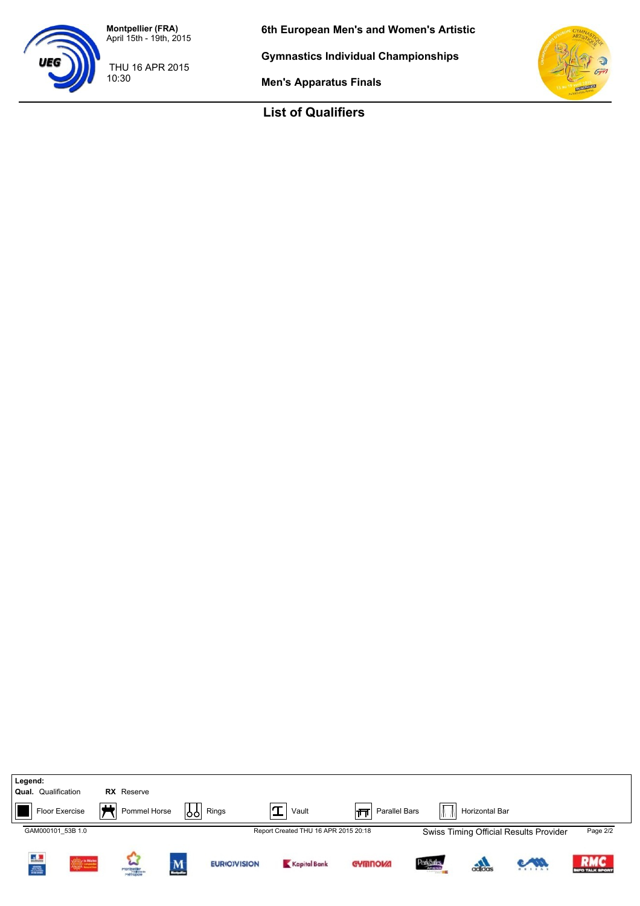# List of Qualifiers

**Legend:**

**Qual.** Qualification &nbsp;&nbsp; **RX** Reserve

Floor Exercise | Pommel Horse | Rings | Vault | Parallel Bars | Horizontal Bar

GAM000101_53B 1.0 &nbsp;&nbsp; Report Created THU 16 APR 2015 20:18 &nbsp;&nbsp; Swiss Timing Official Results Provider